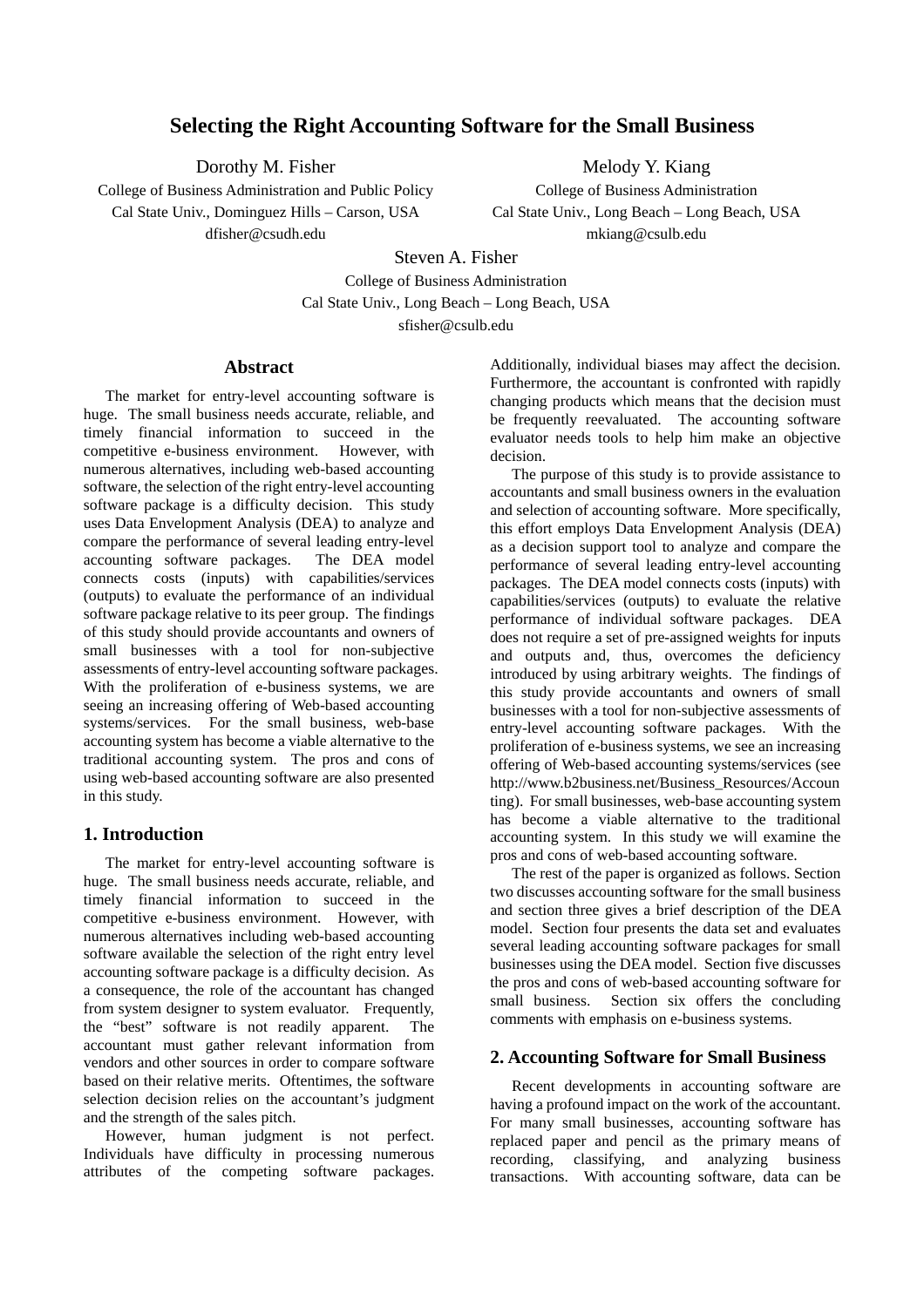# Selecting the Right Accounting Software for the Small Business

Dorothy M. Fisher
College of Business Administration and Public Policy
Cal State Univ., Dominguez Hills – Carson, USA
dfisher@csudh.edu

Melody Y. Kiang
College of Business Administration
Cal State Univ., Long Beach – Long Beach, USA
mkiang@csulb.edu

Steven A. Fisher
College of Business Administration
Cal State Univ., Long Beach – Long Beach, USA
sfisher@csulb.edu

## Abstract

The market for entry-level accounting software is huge. The small business needs accurate, reliable, and timely financial information to succeed in the competitive e-business environment. However, with numerous alternatives, including web-based accounting software, the selection of the right entry-level accounting software package is a difficulty decision. This study uses Data Envelopment Analysis (DEA) to analyze and compare the performance of several leading entry-level accounting software packages. The DEA model connects costs (inputs) with capabilities/services (outputs) to evaluate the performance of an individual software package relative to its peer group. The findings of this study should provide accountants and owners of small businesses with a tool for non-subjective assessments of entry-level accounting software packages. With the proliferation of e-business systems, we are seeing an increasing offering of Web-based accounting systems/services. For the small business, web-base accounting system has become a viable alternative to the traditional accounting system. The pros and cons of using web-based accounting software are also presented in this study.

## 1. Introduction

The market for entry-level accounting software is huge. The small business needs accurate, reliable, and timely financial information to succeed in the competitive e-business environment. However, with numerous alternatives including web-based accounting software available the selection of the right entry level accounting software package is a difficulty decision. As a consequence, the role of the accountant has changed from system designer to system evaluator. Frequently, the "best" software is not readily apparent. The accountant must gather relevant information from vendors and other sources in order to compare software based on their relative merits. Oftentimes, the software selection decision relies on the accountant's judgment and the strength of the sales pitch.

However, human judgment is not perfect. Individuals have difficulty in processing numerous attributes of the competing software packages. Additionally, individual biases may affect the decision. Furthermore, the accountant is confronted with rapidly changing products which means that the decision must be frequently reevaluated. The accounting software evaluator needs tools to help him make an objective decision.

The purpose of this study is to provide assistance to accountants and small business owners in the evaluation and selection of accounting software. More specifically, this effort employs Data Envelopment Analysis (DEA) as a decision support tool to analyze and compare the performance of several leading entry-level accounting packages. The DEA model connects costs (inputs) with capabilities/services (outputs) to evaluate the relative performance of individual software packages. DEA does not require a set of pre-assigned weights for inputs and outputs and, thus, overcomes the deficiency introduced by using arbitrary weights. The findings of this study provide accountants and owners of small businesses with a tool for non-subjective assessments of entry-level accounting software packages. With the proliferation of e-business systems, we see an increasing offering of Web-based accounting systems/services (see http://www.b2business.net/Business_Resources/Accounting). For small businesses, web-base accounting system has become a viable alternative to the traditional accounting system. In this study we will examine the pros and cons of web-based accounting software.

The rest of the paper is organized as follows. Section two discusses accounting software for the small business and section three gives a brief description of the DEA model. Section four presents the data set and evaluates several leading accounting software packages for small businesses using the DEA model. Section five discusses the pros and cons of web-based accounting software for small business. Section six offers the concluding comments with emphasis on e-business systems.

## 2. Accounting Software for Small Business

Recent developments in accounting software are having a profound impact on the work of the accountant. For many small businesses, accounting software has replaced paper and pencil as the primary means of recording, classifying, and analyzing business transactions. With accounting software, data can be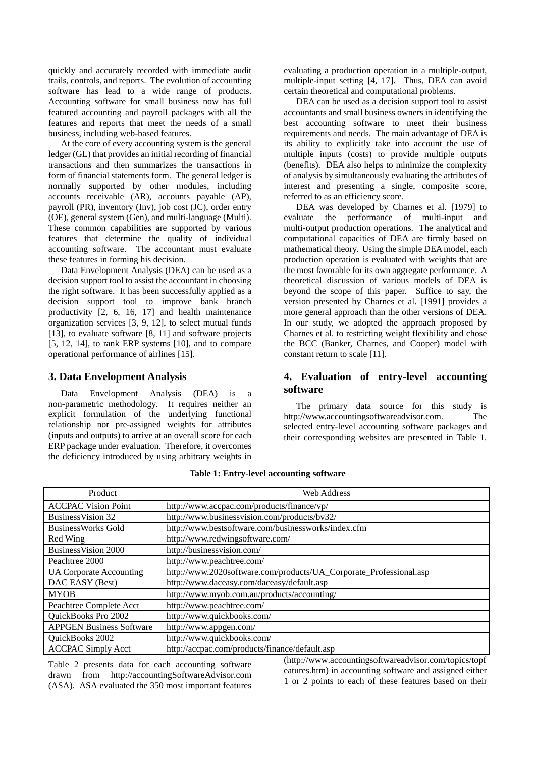quickly and accurately recorded with immediate audit trails, controls, and reports. The evolution of accounting software has lead to a wide range of products. Accounting software for small business now has full featured accounting and payroll packages with all the features and reports that meet the needs of a small business, including web-based features.

At the core of every accounting system is the general ledger (GL) that provides an initial recording of financial transactions and then summarizes the transactions in form of financial statements form. The general ledger is normally supported by other modules, including accounts receivable (AR), accounts payable (AP), payroll (PR), inventory (Inv), job cost (JC), order entry (OE), general system (Gen), and multi-language (Multi). These common capabilities are supported by various features that determine the quality of individual accounting software. The accountant must evaluate these features in forming his decision.

Data Envelopment Analysis (DEA) can be used as a decision support tool to assist the accountant in choosing the right software. It has been successfully applied as a decision support tool to improve bank branch productivity [2, 6, 16, 17] and health maintenance organization services [3, 9, 12], to select mutual funds [13], to evaluate software [8, 11] and software projects [5, 12, 14], to rank ERP systems [10], and to compare operational performance of airlines [15].

## 3. Data Envelopment Analysis

Data Envelopment Analysis (DEA) is a non-parametric methodology. It requires neither an explicit formulation of the underlying functional relationship nor pre-assigned weights for attributes (inputs and outputs) to arrive at an overall score for each ERP package under evaluation. Therefore, it overcomes the deficiency introduced by using arbitrary weights in evaluating a production operation in a multiple-output, multiple-input setting [4, 17]. Thus, DEA can avoid certain theoretical and computational problems.

DEA can be used as a decision support tool to assist accountants and small business owners in identifying the best accounting software to meet their business requirements and needs. The main advantage of DEA is its ability to explicitly take into account the use of multiple inputs (costs) to provide multiple outputs (benefits). DEA also helps to minimize the complexity of analysis by simultaneously evaluating the attributes of interest and presenting a single, composite score, referred to as an efficiency score.

DEA was developed by Charnes et al. [1979] to evaluate the performance of multi-input and multi-output production operations. The analytical and computational capacities of DEA are firmly based on mathematical theory. Using the simple DEA model, each production operation is evaluated with weights that are the most favorable for its own aggregate performance. A theoretical discussion of various models of DEA is beyond the scope of this paper. Suffice to say, the version presented by Charnes et al. [1991] provides a more general approach than the other versions of DEA. In our study, we adopted the approach proposed by Charnes et al. to restricting weight flexibility and chose the BCC (Banker, Charnes, and Cooper) model with constant return to scale [11].

## 4. Evaluation of entry-level accounting software

The primary data source for this study is http://www.accountingsoftwareadvisor.com. The selected entry-level accounting software packages and their corresponding websites are presented in Table 1.

**Table 1: Entry-level accounting software**

| Product | Web Address |
|---|---|
| ACCPAC Vision Point | http://www.accpac.com/products/finance/vp/ |
| BusinessVision 32 | http://www.businessvision.com/products/bv32/ |
| BusinessWorks Gold | http://www.bestsoftware.com/businessworks/index.cfm |
| Red Wing | http://www.redwingsoftware.com/ |
| BusinessVision 2000 | http://businessvision.com/ |
| Peachtree 2000 | http://www.peachtree.com/ |
| UA Corporate Accounting | http://www.2020software.com/products/UA_Corporate_Professional.asp |
| DAC EASY (Best) | http://www.daceasy.com/daceasy/default.asp |
| MYOB | http://www.myob.com.au/products/accounting/ |
| Peachtree Complete Acct | http://www.peachtree.com/ |
| QuickBooks Pro 2002 | http://www.quickbooks.com/ |
| APPGEN Business Software | http://www.appgen.com/ |
| QuickBooks 2002 | http://www.quickbooks.com/ |
| ACCPAC Simply Acct | http://accpac.com/products/finance/default.asp |

Table 2 presents data for each accounting software drawn from http://accountingSoftwareAdvisor.com (ASA). ASA evaluated the 350 most important features (http://www.accountingsoftwareadvisor.com/topics/topfeatures.htm) in accounting software and assigned either 1 or 2 points to each of these features based on their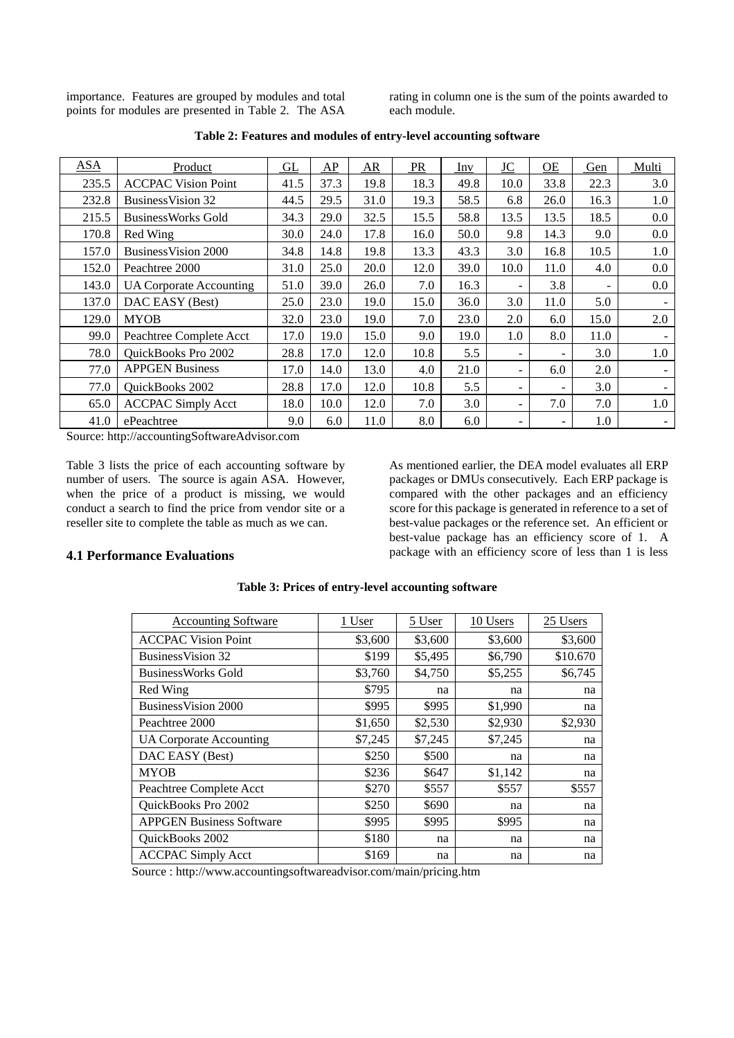importance. Features are grouped by modules and total points for modules are presented in Table 2. The ASA rating in column one is the sum of the points awarded to each module.

**Table 2: Features and modules of entry-level accounting software**

| ASA | Product | GL | AP | AR | PR | Inv | JC | OE | Gen | Multi |
|---|---|---|---|---|---|---|---|---|---|---|
| 235.5 | ACCPAC Vision Point | 41.5 | 37.3 | 19.8 | 18.3 | 49.8 | 10.0 | 33.8 | 22.3 | 3.0 |
| 232.8 | BusinessVision 32 | 44.5 | 29.5 | 31.0 | 19.3 | 58.5 | 6.8 | 26.0 | 16.3 | 1.0 |
| 215.5 | BusinessWorks Gold | 34.3 | 29.0 | 32.5 | 15.5 | 58.8 | 13.5 | 13.5 | 18.5 | 0.0 |
| 170.8 | Red Wing | 30.0 | 24.0 | 17.8 | 16.0 | 50.0 | 9.8 | 14.3 | 9.0 | 0.0 |
| 157.0 | BusinessVision 2000 | 34.8 | 14.8 | 19.8 | 13.3 | 43.3 | 3.0 | 16.8 | 10.5 | 1.0 |
| 152.0 | Peachtree 2000 | 31.0 | 25.0 | 20.0 | 12.0 | 39.0 | 10.0 | 11.0 | 4.0 | 0.0 |
| 143.0 | UA Corporate Accounting | 51.0 | 39.0 | 26.0 | 7.0 | 16.3 | - | 3.8 | - | 0.0 |
| 137.0 | DAC EASY (Best) | 25.0 | 23.0 | 19.0 | 15.0 | 36.0 | 3.0 | 11.0 | 5.0 | - |
| 129.0 | MYOB | 32.0 | 23.0 | 19.0 | 7.0 | 23.0 | 2.0 | 6.0 | 15.0 | 2.0 |
| 99.0 | Peachtree Complete Acct | 17.0 | 19.0 | 15.0 | 9.0 | 19.0 | 1.0 | 8.0 | 11.0 | - |
| 78.0 | QuickBooks Pro 2002 | 28.8 | 17.0 | 12.0 | 10.8 | 5.5 | - | - | 3.0 | 1.0 |
| 77.0 | APPGEN Business | 17.0 | 14.0 | 13.0 | 4.0 | 21.0 | - | 6.0 | 2.0 | - |
| 77.0 | QuickBooks 2002 | 28.8 | 17.0 | 12.0 | 10.8 | 5.5 | - | - | 3.0 | - |
| 65.0 | ACCPAC Simply Acct | 18.0 | 10.0 | 12.0 | 7.0 | 3.0 | - | 7.0 | 7.0 | 1.0 |
| 41.0 | ePeachtree | 9.0 | 6.0 | 11.0 | 8.0 | 6.0 | - | - | 1.0 | - |

Source: http://accountingSoftwareAdvisor.com

Table 3 lists the price of each accounting software by number of users. The source is again ASA. However, when the price of a product is missing, we would conduct a search to find the price from vendor site or a reseller site to complete the table as much as we can.

### 4.1 Performance Evaluations

As mentioned earlier, the DEA model evaluates all ERP packages or DMUs consecutively. Each ERP package is compared with the other packages and an efficiency score for this package is generated in reference to a set of best-value packages or the reference set. An efficient or best-value package has an efficiency score of 1. A package with an efficiency score of less than 1 is less

**Table 3: Prices of entry-level accounting software**

| Accounting Software | 1 User | 5 User | 10 Users | 25 Users |
|---|---|---|---|---|
| ACCPAC Vision Point | $3,600 | $3,600 | $3,600 | $3,600 |
| BusinessVision 32 | $199 | $5,495 | $6,790 | $10.670 |
| BusinessWorks Gold | $3,760 | $4,750 | $5,255 | $6,745 |
| Red Wing | $795 | na | na | na |
| BusinessVision 2000 | $995 | $995 | $1,990 | na |
| Peachtree 2000 | $1,650 | $2,530 | $2,930 | $2,930 |
| UA Corporate Accounting | $7,245 | $7,245 | $7,245 | na |
| DAC EASY (Best) | $250 | $500 | na | na |
| MYOB | $236 | $647 | $1,142 | na |
| Peachtree Complete Acct | $270 | $557 | $557 | $557 |
| QuickBooks Pro 2002 | $250 | $690 | na | na |
| APPGEN Business Software | $995 | $995 | $995 | na |
| QuickBooks 2002 | $180 | na | na | na |
| ACCPAC Simply Acct | $169 | na | na | na |

Source : http://www.accountingsoftwareadvisor.com/main/pricing.htm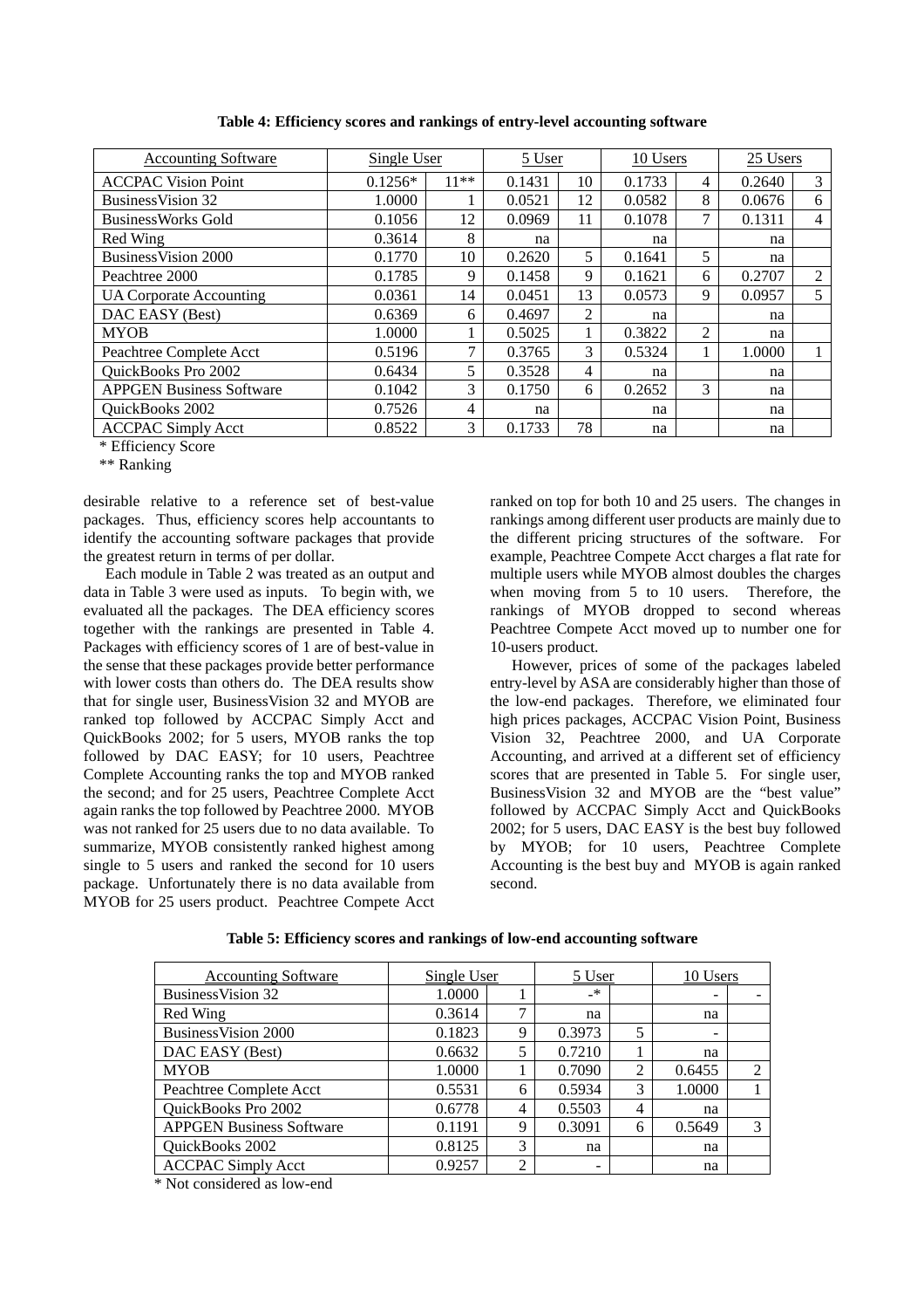**Table 4: Efficiency scores and rankings of entry-level accounting software**

| Accounting Software | Single User | | 5 User | | 10 Users | | 25 Users | |
|---|---|---|---|---|---|---|---|---|
| ACCPAC Vision Point | 0.1256* | 11** | 0.1431 | 10 | 0.1733 | 4 | 0.2640 | 3 |
| BusinessVision 32 | 1.0000 | 1 | 0.0521 | 12 | 0.0582 | 8 | 0.0676 | 6 |
| BusinessWorks Gold | 0.1056 | 12 | 0.0969 | 11 | 0.1078 | 7 | 0.1311 | 4 |
| Red Wing | 0.3614 | 8 | na | | na | | na | |
| BusinessVision 2000 | 0.1770 | 10 | 0.2620 | 5 | 0.1641 | 5 | na | |
| Peachtree 2000 | 0.1785 | 9 | 0.1458 | 9 | 0.1621 | 6 | 0.2707 | 2 |
| UA Corporate Accounting | 0.0361 | 14 | 0.0451 | 13 | 0.0573 | 9 | 0.0957 | 5 |
| DAC EASY (Best) | 0.6369 | 6 | 0.4697 | 2 | na | | na | |
| MYOB | 1.0000 | 1 | 0.5025 | 1 | 0.3822 | 2 | na | |
| Peachtree Complete Acct | 0.5196 | 7 | 0.3765 | 3 | 0.5324 | 1 | 1.0000 | 1 |
| QuickBooks Pro 2002 | 0.6434 | 5 | 0.3528 | 4 | na | | na | |
| APPGEN Business Software | 0.1042 | 3 | 0.1750 | 6 | 0.2652 | 3 | na | |
| QuickBooks 2002 | 0.7526 | 4 | na | | na | | na | |
| ACCPAC Simply Acct | 0.8522 | 3 | 0.1733 | 78 | na | | na | |

\* Efficiency Score

\** Ranking

desirable relative to a reference set of best-value packages. Thus, efficiency scores help accountants to identify the accounting software packages that provide the greatest return in terms of per dollar.

Each module in Table 2 was treated as an output and data in Table 3 were used as inputs. To begin with, we evaluated all the packages. The DEA efficiency scores together with the rankings are presented in Table 4. Packages with efficiency scores of 1 are of best-value in the sense that these packages provide better performance with lower costs than others do. The DEA results show that for single user, BusinessVision 32 and MYOB are ranked top followed by ACCPAC Simply Acct and QuickBooks 2002; for 5 users, MYOB ranks the top followed by DAC EASY; for 10 users, Peachtree Complete Accounting ranks the top and MYOB ranked the second; and for 25 users, Peachtree Complete Acct again ranks the top followed by Peachtree 2000. MYOB was not ranked for 25 users due to no data available. To summarize, MYOB consistently ranked highest among single to 5 users and ranked the second for 10 users package. Unfortunately there is no data available from MYOB for 25 users product. Peachtree Compete Acct ranked on top for both 10 and 25 users. The changes in rankings among different user products are mainly due to the different pricing structures of the software. For example, Peachtree Compete Acct charges a flat rate for multiple users while MYOB almost doubles the charges when moving from 5 to 10 users. Therefore, the rankings of MYOB dropped to second whereas Peachtree Compete Acct moved up to number one for 10-users product.

However, prices of some of the packages labeled entry-level by ASA are considerably higher than those of the low-end packages. Therefore, we eliminated four high prices packages, ACCPAC Vision Point, Business Vision 32, Peachtree 2000, and UA Corporate Accounting, and arrived at a different set of efficiency scores that are presented in Table 5. For single user, BusinessVision 32 and MYOB are the "best value" followed by ACCPAC Simply Acct and QuickBooks 2002; for 5 users, DAC EASY is the best buy followed by MYOB; for 10 users, Peachtree Complete Accounting is the best buy and MYOB is again ranked second.

**Table 5: Efficiency scores and rankings of low-end accounting software**

| Accounting Software | Single User | | 5 User | | 10 Users | |
|---|---|---|---|---|---|---|
| BusinessVision 32 | 1.0000 | 1 | -* | | - | - |
| Red Wing | 0.3614 | 7 | na | | na | |
| BusinessVision 2000 | 0.1823 | 9 | 0.3973 | 5 | - | |
| DAC EASY (Best) | 0.6632 | 5 | 0.7210 | 1 | na | |
| MYOB | 1.0000 | 1 | 0.7090 | 2 | 0.6455 | 2 |
| Peachtree Complete Acct | 0.5531 | 6 | 0.5934 | 3 | 1.0000 | 1 |
| QuickBooks Pro 2002 | 0.6778 | 4 | 0.5503 | 4 | na | |
| APPGEN Business Software | 0.1191 | 9 | 0.3091 | 6 | 0.5649 | 3 |
| QuickBooks 2002 | 0.8125 | 3 | na | | na | |
| ACCPAC Simply Acct | 0.9257 | 2 | - | | na | |

\* Not considered as low-end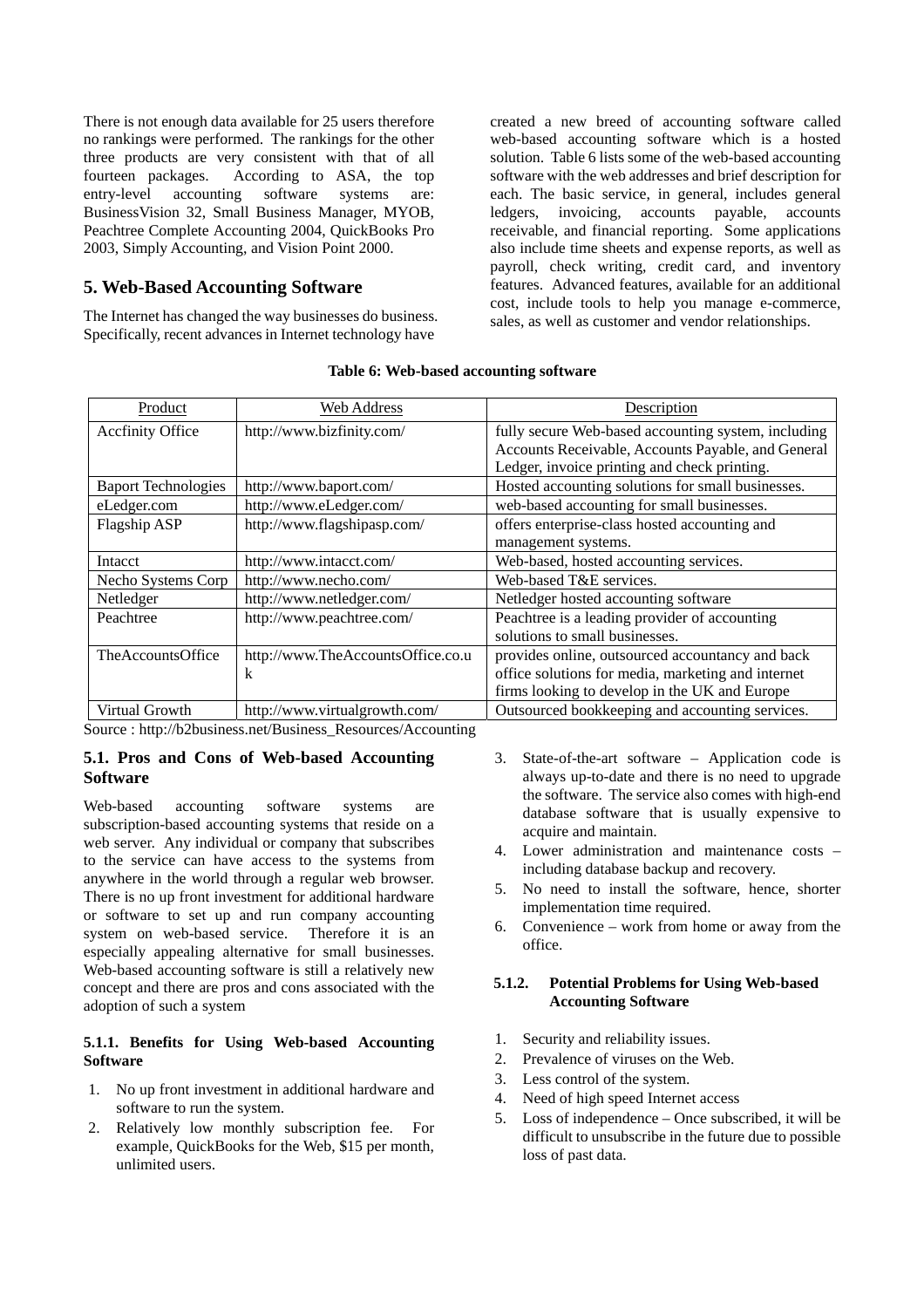There is not enough data available for 25 users therefore no rankings were performed. The rankings for the other three products are very consistent with that of all fourteen packages. According to ASA, the top entry-level accounting software systems are: BusinessVision 32, Small Business Manager, MYOB, Peachtree Complete Accounting 2004, QuickBooks Pro 2003, Simply Accounting, and Vision Point 2000.

## 5. Web-Based Accounting Software

The Internet has changed the way businesses do business. Specifically, recent advances in Internet technology have created a new breed of accounting software called web-based accounting software which is a hosted solution. Table 6 lists some of the web-based accounting software with the web addresses and brief description for each. The basic service, in general, includes general ledgers, invoicing, accounts payable, accounts receivable, and financial reporting. Some applications also include time sheets and expense reports, as well as payroll, check writing, credit card, and inventory features. Advanced features, available for an additional cost, include tools to help you manage e-commerce, sales, as well as customer and vendor relationships.

**Table 6: Web-based accounting software**

| Product | Web Address | Description |
|---|---|---|
| Accfinity Office | http://www.bizfinity.com/ | fully secure Web-based accounting system, including Accounts Receivable, Accounts Payable, and General Ledger, invoice printing and check printing. |
| Baport Technologies | http://www.baport.com/ | Hosted accounting solutions for small businesses. |
| eLedger.com | http://www.eLedger.com/ | web-based accounting for small businesses. |
| Flagship ASP | http://www.flagshipasp.com/ | offers enterprise-class hosted accounting and management systems. |
| Intacct | http://www.intacct.com/ | Web-based, hosted accounting services. |
| Necho Systems Corp | http://www.necho.com/ | Web-based T&E services. |
| Netledger | http://www.netledger.com/ | Netledger hosted accounting software |
| Peachtree | http://www.peachtree.com/ | Peachtree is a leading provider of accounting solutions to small businesses. |
| TheAccountsOffice | http://www.TheAccountsOffice.co.uk | provides online, outsourced accountancy and back office solutions for media, marketing and internet firms looking to develop in the UK and Europe |
| Virtual Growth | http://www.virtualgrowth.com/ | Outsourced bookkeeping and accounting services. |

Source : http://b2business.net/Business_Resources/Accounting

### 5.1. Pros and Cons of Web-based Accounting Software

Web-based accounting software systems are subscription-based accounting systems that reside on a web server. Any individual or company that subscribes to the service can have access to the systems from anywhere in the world through a regular web browser. There is no up front investment for additional hardware or software to set up and run company accounting system on web-based service. Therefore it is an especially appealing alternative for small businesses. Web-based accounting software is still a relatively new concept and there are pros and cons associated with the adoption of such a system

#### 5.1.1. Benefits for Using Web-based Accounting Software

1. No up front investment in additional hardware and software to run the system.
2. Relatively low monthly subscription fee. For example, QuickBooks for the Web, $15 per month, unlimited users.
3. State-of-the-art software – Application code is always up-to-date and there is no need to upgrade the software. The service also comes with high-end database software that is usually expensive to acquire and maintain.
4. Lower administration and maintenance costs – including database backup and recovery.
5. No need to install the software, hence, shorter implementation time required.
6. Convenience – work from home or away from the office.

#### 5.1.2. Potential Problems for Using Web-based Accounting Software

1. Security and reliability issues.
2. Prevalence of viruses on the Web.
3. Less control of the system.
4. Need of high speed Internet access
5. Loss of independence – Once subscribed, it will be difficult to unsubscribe in the future due to possible loss of past data.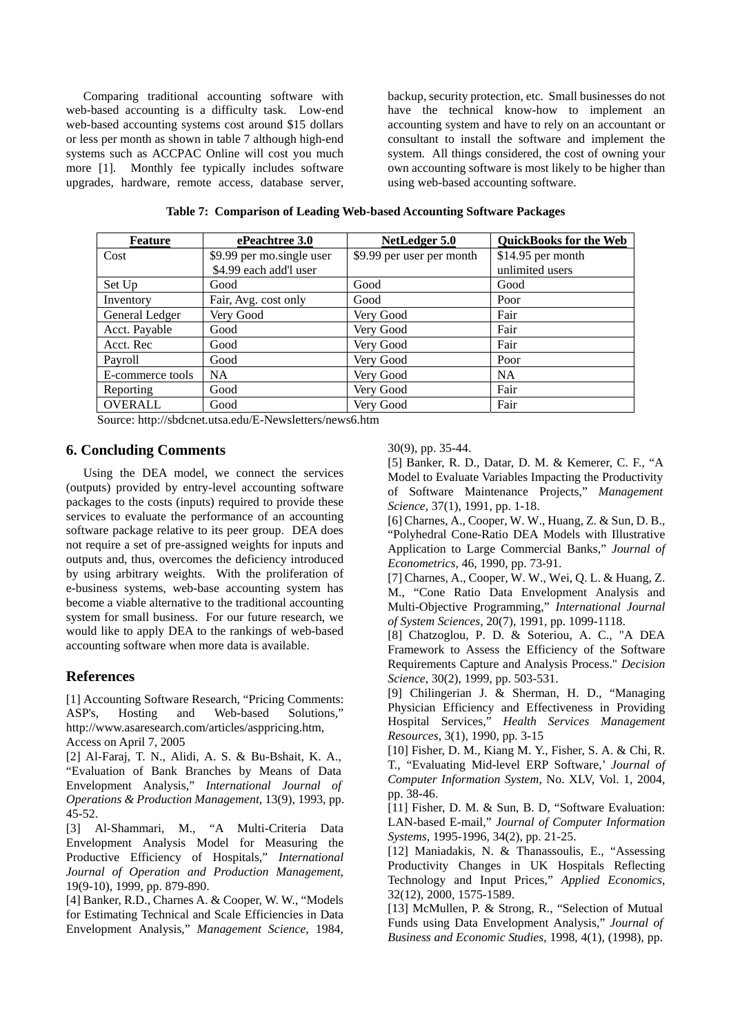Comparing traditional accounting software with web-based accounting is a difficulty task. Low-end web-based accounting systems cost around $15 dollars or less per month as shown in table 7 although high-end systems such as ACCPAC Online will cost you much more [1]. Monthly fee typically includes software upgrades, hardware, remote access, database server, backup, security protection, etc. Small businesses do not have the technical know-how to implement an accounting system and have to rely on an accountant or consultant to install the software and implement the system. All things considered, the cost of owning your own accounting software is most likely to be higher than using web-based accounting software.

**Table 7: Comparison of Leading Web-based Accounting Software Packages**

| Feature | ePeachtree 3.0 | NetLedger 5.0 | QuickBooks for the Web |
|---|---|---|---|
| Cost | $9.99 per mo.single user $4.99 each add'l user | $9.99 per user per month | $14.95 per month unlimited users |
| Set Up | Good | Good | Good |
| Inventory | Fair, Avg. cost only | Good | Poor |
| General Ledger | Very Good | Very Good | Fair |
| Acct. Payable | Good | Very Good | Fair |
| Acct. Rec | Good | Very Good | Fair |
| Payroll | Good | Very Good | Poor |
| E-commerce tools | NA | Very Good | NA |
| Reporting | Good | Very Good | Fair |
| OVERALL | Good | Very Good | Fair |

Source: http://sbdcnet.utsa.edu/E-Newsletters/news6.htm

## 6. Concluding Comments

Using the DEA model, we connect the services (outputs) provided by entry-level accounting software packages to the costs (inputs) required to provide these services to evaluate the performance of an accounting software package relative to its peer group. DEA does not require a set of pre-assigned weights for inputs and outputs and, thus, overcomes the deficiency introduced by using arbitrary weights. With the proliferation of e-business systems, web-base accounting system has become a viable alternative to the traditional accounting system for small business. For our future research, we would like to apply DEA to the rankings of web-based accounting software when more data is available.

## References

[1] Accounting Software Research, "Pricing Comments: ASP's, Hosting and Web-based Solutions," http://www.asaresearch.com/articles/asppricing.htm, Access on April 7, 2005

[2] Al-Faraj, T. N., Alidi, A. S. & Bu-Bshait, K. A., "Evaluation of Bank Branches by Means of Data Envelopment Analysis," *International Journal of Operations & Production Management*, 13(9), 1993, pp. 45-52.

[3] Al-Shammari, M., "A Multi-Criteria Data Envelopment Analysis Model for Measuring the Productive Efficiency of Hospitals," *International Journal of Operation and Production Management*, 19(9-10), 1999, pp. 879-890.

[4] Banker, R.D., Charnes A. & Cooper, W. W., "Models for Estimating Technical and Scale Efficiencies in Data Envelopment Analysis," *Management Science*, 1984, 30(9), pp. 35-44.

[5] Banker, R. D., Datar, D. M. & Kemerer, C. F., "A Model to Evaluate Variables Impacting the Productivity of Software Maintenance Projects," *Management Science*, 37(1), 1991, pp. 1-18.

[6] Charnes, A., Cooper, W. W., Huang, Z. & Sun, D. B., "Polyhedral Cone-Ratio DEA Models with Illustrative Application to Large Commercial Banks," *Journal of Econometrics*, 46, 1990, pp. 73-91.

[7] Charnes, A., Cooper, W. W., Wei, Q. L. & Huang, Z. M., "Cone Ratio Data Envelopment Analysis and Multi-Objective Programming," *International Journal of System Sciences*, 20(7), 1991, pp. 1099-1118.

[8] Chatzoglou, P. D. & Soteriou, A. C., "A DEA Framework to Assess the Efficiency of the Software Requirements Capture and Analysis Process." *Decision Science*, 30(2), 1999, pp. 503-531.

[9] Chilingerian J. & Sherman, H. D., "Managing Physician Efficiency and Effectiveness in Providing Hospital Services," *Health Services Management Resources*, 3(1), 1990, pp. 3-15

[10] Fisher, D. M., Kiang M. Y., Fisher, S. A. & Chi, R. T., "Evaluating Mid-level ERP Software,' *Journal of Computer Information System*, No. XLV, Vol. 1, 2004, pp. 38-46.

[11] Fisher, D. M. & Sun, B. D, "Software Evaluation: LAN-based E-mail," *Journal of Computer Information Systems*, 1995-1996, 34(2), pp. 21-25.

[12] Maniadakis, N. & Thanassoulis, E., "Assessing Productivity Changes in UK Hospitals Reflecting Technology and Input Prices," *Applied Economics*, 32(12), 2000, 1575-1589.

[13] McMullen, P. & Strong, R., "Selection of Mutual Funds using Data Envelopment Analysis," *Journal of Business and Economic Studies*, 1998, 4(1), (1998), pp.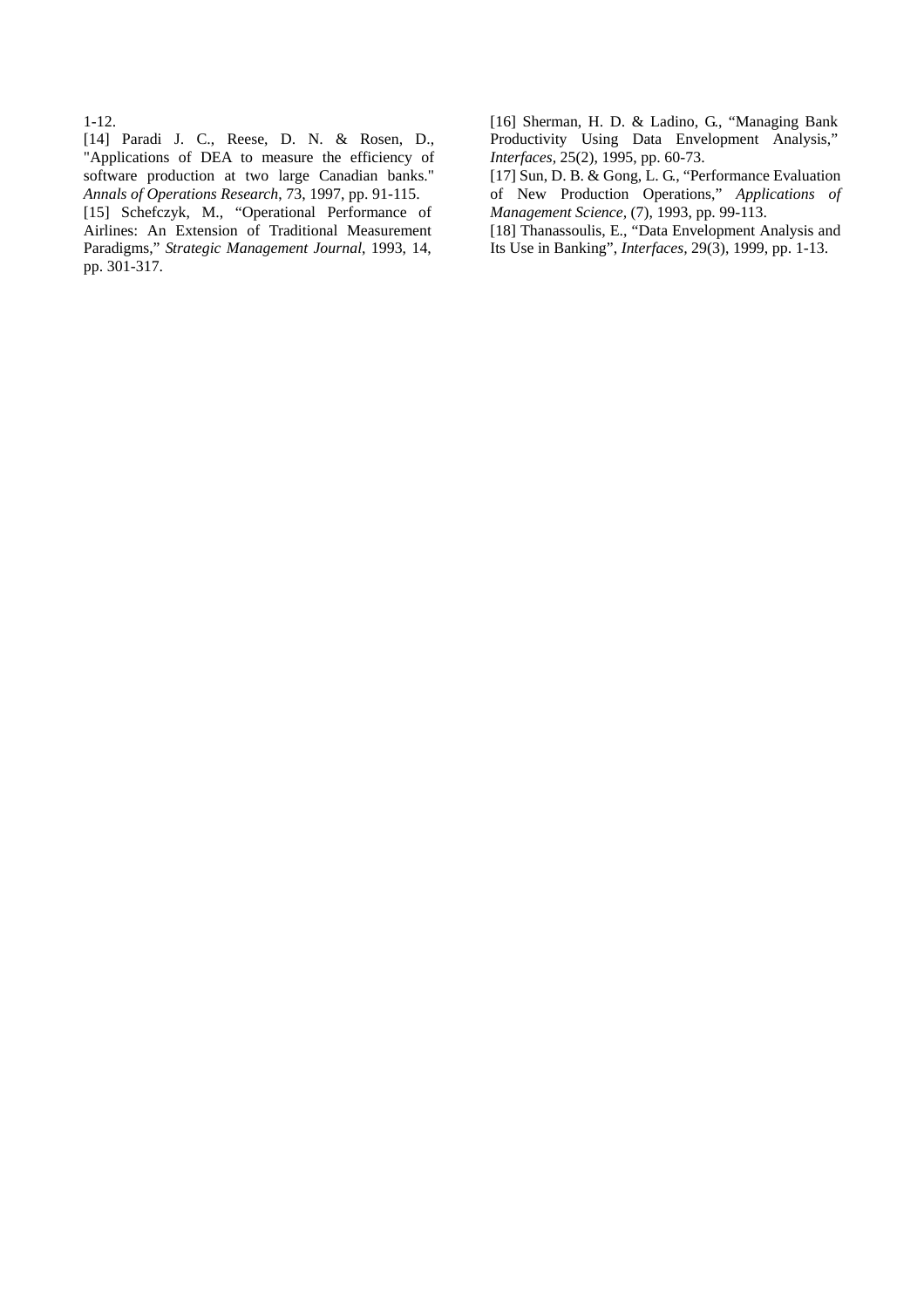1-12.

[14] Paradi J. C., Reese, D. N. & Rosen, D., "Applications of DEA to measure the efficiency of software production at two large Canadian banks." *Annals of Operations Research*, 73, 1997, pp. 91-115.

[15] Schefczyk, M., "Operational Performance of Airlines: An Extension of Traditional Measurement Paradigms," *Strategic Management Journal*, 1993, 14, pp. 301-317.

[16] Sherman, H. D. & Ladino, G., "Managing Bank Productivity Using Data Envelopment Analysis," *Interfaces*, 25(2), 1995, pp. 60-73.

[17] Sun, D. B. & Gong, L. G., "Performance Evaluation of New Production Operations," *Applications of Management Science*, (7), 1993, pp. 99-113.

[18] Thanassoulis, E., "Data Envelopment Analysis and Its Use in Banking", *Interfaces*, 29(3), 1999, pp. 1-13.